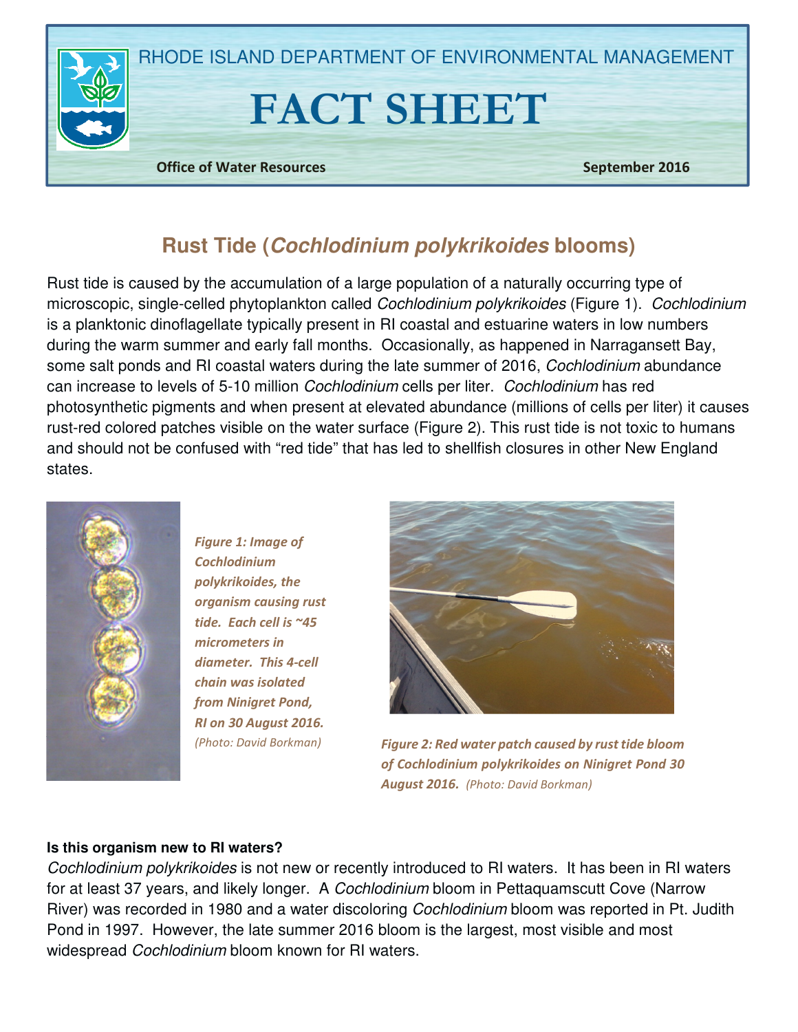RHODE ISLAND DEPARTMENT OF ENVIRONMENTAL MANAGEMENT

# FACT SHEET

**Office of Water Resources** **September 2016**

## Rust Tide (*Cochlodinium polykrikoides* blooms)

Rust tide is caused by the accumulation of a large population of a naturally occurring type of microscopic, single-celled phytoplankton called *Cochlodinium polykrikoides* (Figure 1). *Cochlodinium* is a planktonic dinoflagellate typically present in RI coastal and estuarine waters in low numbers during the warm summer and early fall months. Occasionally, as happened in Narragansett Bay, some salt ponds and RI coastal waters during the late summer of 2016, *Cochlodinium* abundance can increase to levels of 5-10 million *Cochlodinium* cells per liter. *Cochlodinium* has red photosynthetic pigments and when present at elevated abundance (millions of cells per liter) it causes rust-red colored patches visible on the water surface (Figure 2). This rust tide is not toxic to humans and should not be confused with "red tide" that has led to shellfish closures in other New England states.

***Figure 1: Image of Cochlodinium polykrikoides, the organism causing rust tide. Each cell is ~45 micrometers in diameter. This 4-cell chain was isolated from Ninigret Pond, RI on 30 August 2016.*** *(Photo: David Borkman)*

***Figure 2: Red water patch caused by rust tide bloom of Cochlodinium polykrikoides on Ninigret Pond 30 August 2016.*** *(Photo: David Borkman)*

**Is this organism new to RI waters?**

*Cochlodinium polykrikoides* is not new or recently introduced to RI waters. It has been in RI waters for at least 37 years, and likely longer. A *Cochlodinium* bloom in Pettaquamscutt Cove (Narrow River) was recorded in 1980 and a water discoloring *Cochlodinium* bloom was reported in Pt. Judith Pond in 1997. However, the late summer 2016 bloom is the largest, most visible and most widespread *Cochlodinium* bloom known for RI waters.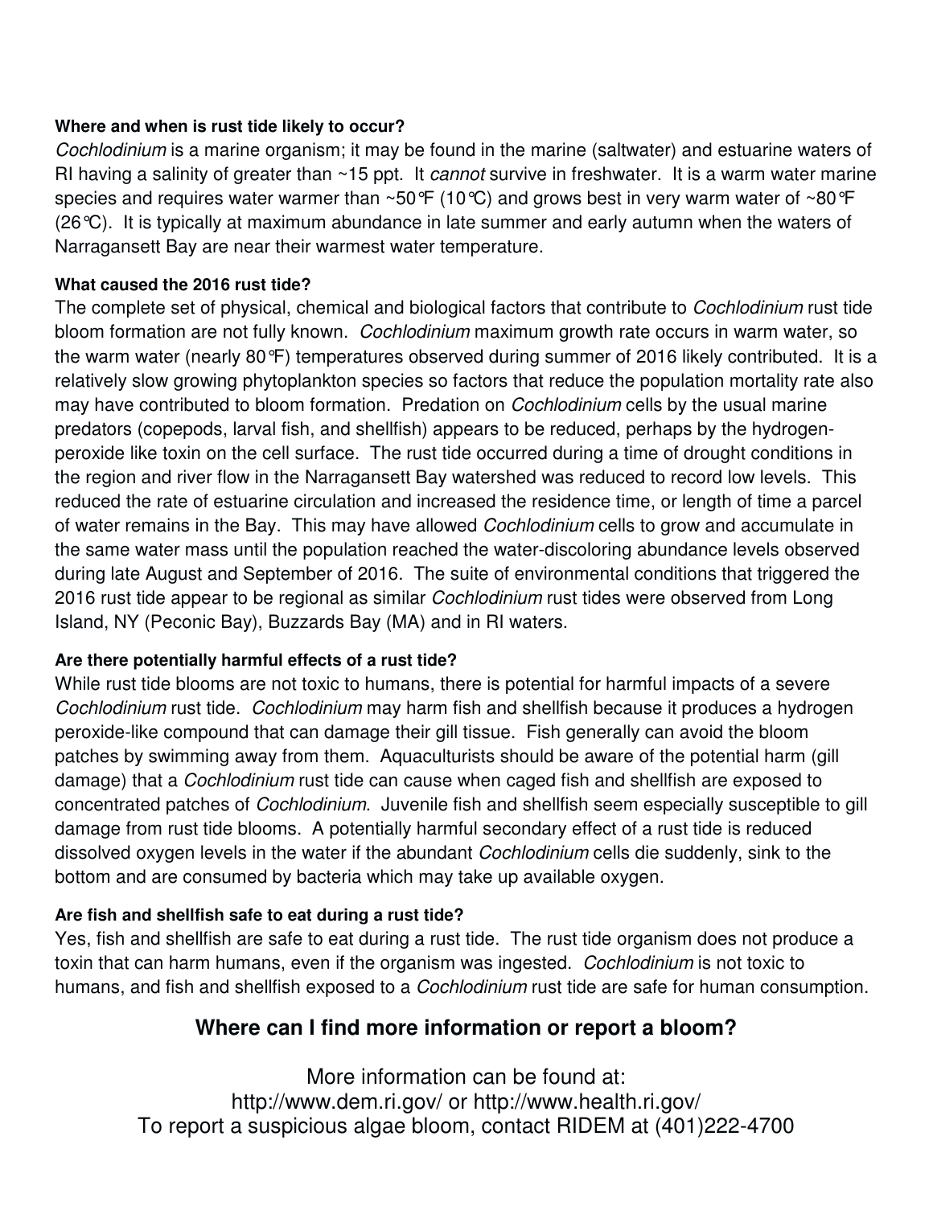**Where and when is rust tide likely to occur?**

*Cochlodinium* is a marine organism; it may be found in the marine (saltwater) and estuarine waters of RI having a salinity of greater than ~15 ppt. It *cannot* survive in freshwater. It is a warm water marine species and requires water warmer than ~50℉ (10℃) and grows best in very warm water of ~80℉ (26℃). It is typically at maximum abundance in late summer and early autumn when the waters of Narragansett Bay are near their warmest water temperature.

**What caused the 2016 rust tide?**

The complete set of physical, chemical and biological factors that contribute to *Cochlodinium* rust tide bloom formation are not fully known. *Cochlodinium* maximum growth rate occurs in warm water, so the warm water (nearly 80℉) temperatures observed during summer of 2016 likely contributed. It is a relatively slow growing phytoplankton species so factors that reduce the population mortality rate also may have contributed to bloom formation. Predation on *Cochlodinium* cells by the usual marine predators (copepods, larval fish, and shellfish) appears to be reduced, perhaps by the hydrogen-peroxide like toxin on the cell surface. The rust tide occurred during a time of drought conditions in the region and river flow in the Narragansett Bay watershed was reduced to record low levels. This reduced the rate of estuarine circulation and increased the residence time, or length of time a parcel of water remains in the Bay. This may have allowed *Cochlodinium* cells to grow and accumulate in the same water mass until the population reached the water-discoloring abundance levels observed during late August and September of 2016. The suite of environmental conditions that triggered the 2016 rust tide appear to be regional as similar *Cochlodinium* rust tides were observed from Long Island, NY (Peconic Bay), Buzzards Bay (MA) and in RI waters.

**Are there potentially harmful effects of a rust tide?**

While rust tide blooms are not toxic to humans, there is potential for harmful impacts of a severe *Cochlodinium* rust tide. *Cochlodinium* may harm fish and shellfish because it produces a hydrogen peroxide-like compound that can damage their gill tissue. Fish generally can avoid the bloom patches by swimming away from them. Aquaculturists should be aware of the potential harm (gill damage) that a *Cochlodinium* rust tide can cause when caged fish and shellfish are exposed to concentrated patches of *Cochlodinium*. Juvenile fish and shellfish seem especially susceptible to gill damage from rust tide blooms. A potentially harmful secondary effect of a rust tide is reduced dissolved oxygen levels in the water if the abundant *Cochlodinium* cells die suddenly, sink to the bottom and are consumed by bacteria which may take up available oxygen.

**Are fish and shellfish safe to eat during a rust tide?**

Yes, fish and shellfish are safe to eat during a rust tide. The rust tide organism does not produce a toxin that can harm humans, even if the organism was ingested. *Cochlodinium* is not toxic to humans, and fish and shellfish exposed to a *Cochlodinium* rust tide are safe for human consumption.

## Where can I find more information or report a bloom?

More information can be found at:
http://www.dem.ri.gov/ or http://www.health.ri.gov/
To report a suspicious algae bloom, contact RIDEM at (401)222-4700